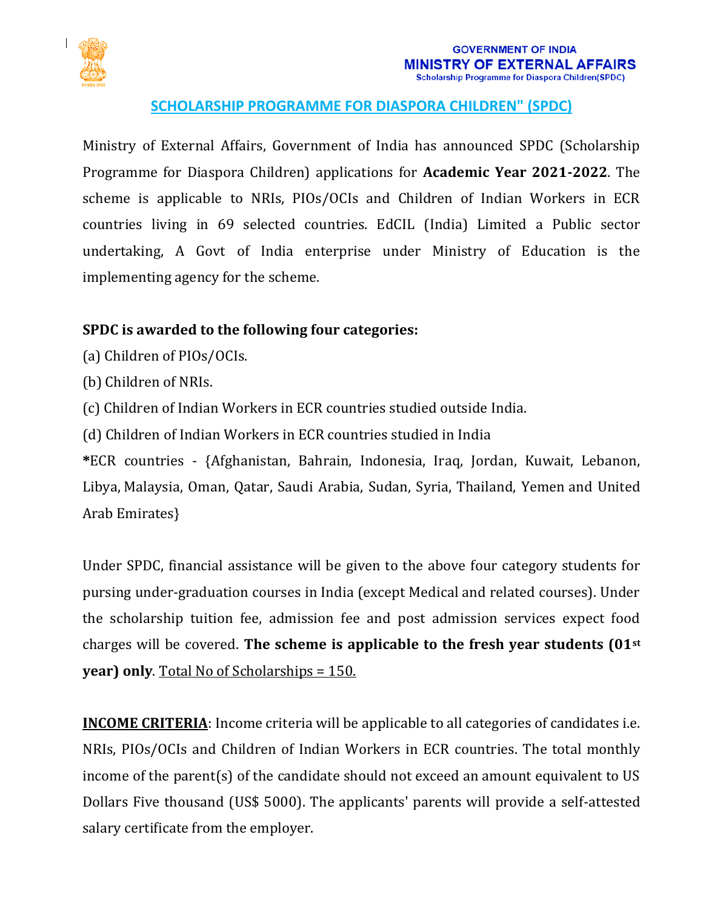GOVERNMENT OF INDIA
**MINISTRY OF EXTERNAL AFFAIRS**
Scholarship Programme for Diaspora Children(SPDC)

# SCHOLARSHIP PROGRAMME FOR DIASPORA CHILDREN" (SPDC)

Ministry of External Affairs, Government of India has announced SPDC (Scholarship Programme for Diaspora Children) applications for **Academic Year 2021-2022**. The scheme is applicable to NRIs, PIOs/OCIs and Children of Indian Workers in ECR countries living in 69 selected countries. EdCIL (India) Limited a Public sector undertaking, A Govt of India enterprise under Ministry of Education is the implementing agency for the scheme.

**SPDC is awarded to the following four categories:**

(a) Children of PIOs/OCIs.

(b) Children of NRIs.

(c) Children of Indian Workers in ECR countries studied outside India.

(d) Children of Indian Workers in ECR countries studied in India

***ECR countries - {Afghanistan, Bahrain, Indonesia, Iraq, Jordan, Kuwait, Lebanon, Libya, Malaysia, Oman, Qatar, Saudi Arabia, Sudan, Syria, Thailand, Yemen and United Arab Emirates}**

Under SPDC, financial assistance will be given to the above four category students for pursing under-graduation courses in India (except Medical and related courses). Under the scholarship tuition fee, admission fee and post admission services expect food charges will be covered. **The scheme is applicable to the fresh year students (01st year) only**. Total No of Scholarships = 150.

**INCOME CRITERIA**: Income criteria will be applicable to all categories of candidates i.e. NRIs, PIOs/OCIs and Children of Indian Workers in ECR countries. The total monthly income of the parent(s) of the candidate should not exceed an amount equivalent to US Dollars Five thousand (US$ 5000). The applicants' parents will provide a self-attested salary certificate from the employer.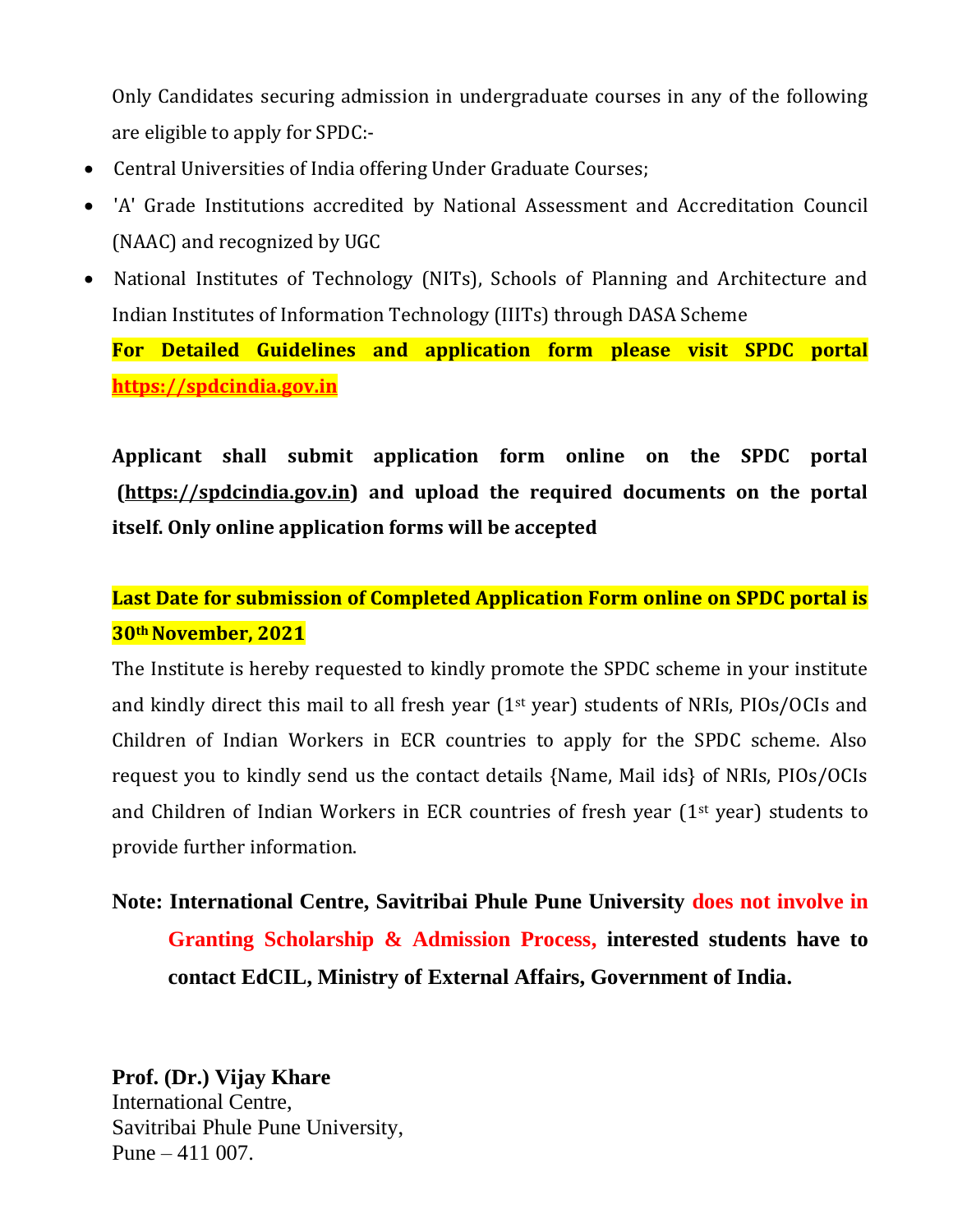Only Candidates securing admission in undergraduate courses in any of the following are eligible to apply for SPDC:-

- Central Universities of India offering Under Graduate Courses;
- 'A' Grade Institutions accredited by National Assessment and Accreditation Council (NAAC) and recognized by UGC
- National Institutes of Technology (NITs), Schools of Planning and Architecture and Indian Institutes of Information Technology (IIITs) through DASA Scheme

**For Detailed Guidelines and application form please visit SPDC portal https://spdcindia.gov.in**

**Applicant shall submit application form online on the SPDC portal (https://spdcindia.gov.in) and upload the required documents on the portal itself. Only online application forms will be accepted**

**Last Date for submission of Completed Application Form online on SPDC portal is 30th November, 2021**

The Institute is hereby requested to kindly promote the SPDC scheme in your institute and kindly direct this mail to all fresh year (1st year) students of NRIs, PIOs/OCIs and Children of Indian Workers in ECR countries to apply for the SPDC scheme. Also request you to kindly send us the contact details {Name, Mail ids} of NRIs, PIOs/OCIs and Children of Indian Workers in ECR countries of fresh year (1st year) students to provide further information.

**Note: International Centre, Savitribai Phule Pune University does not involve in Granting Scholarship & Admission Process, interested students have to contact EdCIL, Ministry of External Affairs, Government of India.**

**Prof. (Dr.) Vijay Khare**
International Centre,
Savitribai Phule Pune University,
Pune – 411 007.